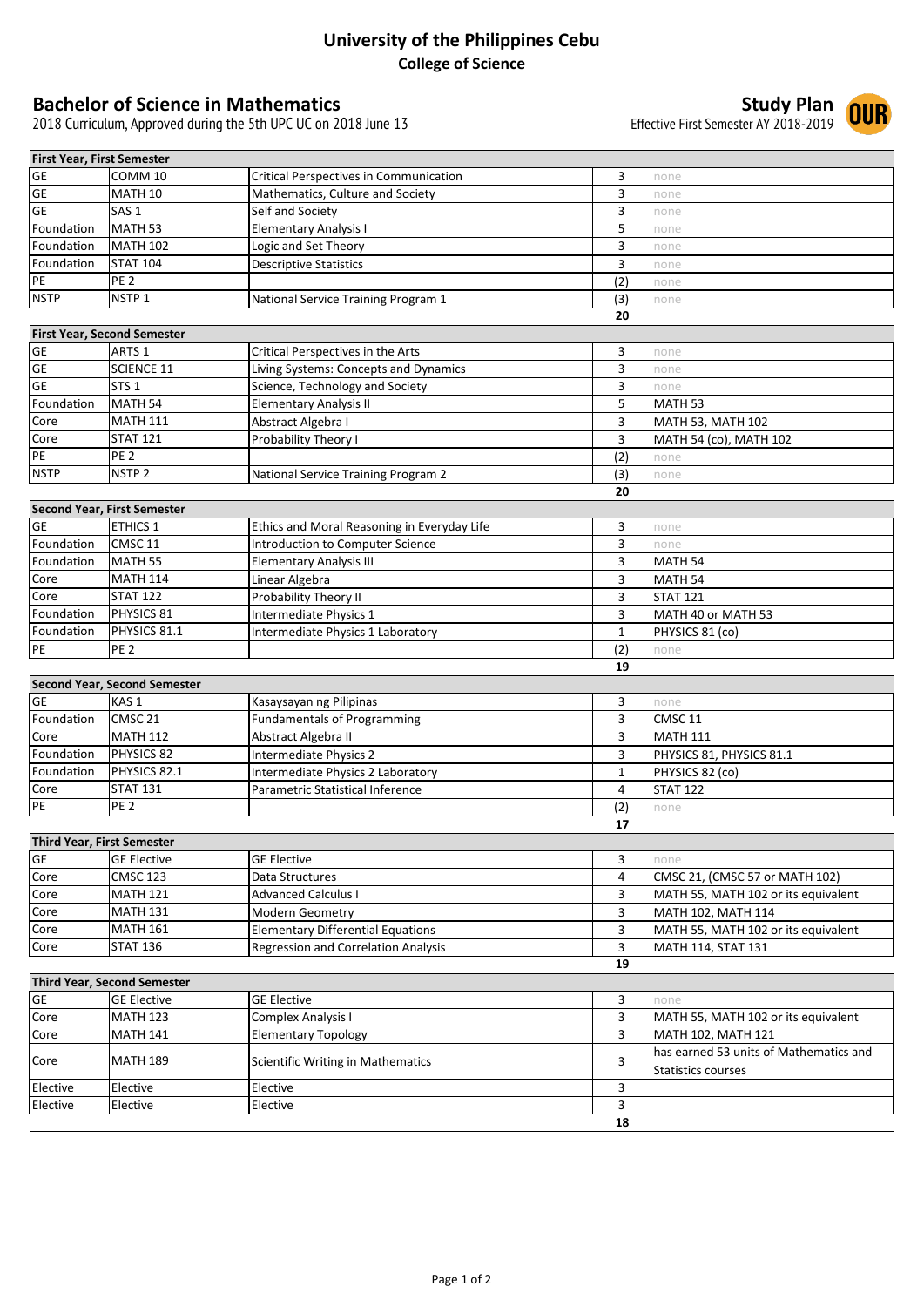# University of the Philippines Cebu

## College of Science

## Bachelor of Science in Mathematics

2018 Curriculum, Approved during the 5th UPC UC on 2018 June 13

## Study Plan

Effective First Semester AY 2018-2019

| First Year, First Semester | | | | |
|---|---|---|---|---|
| GE | COMM 10 | Critical Perspectives in Communication | 3 | none |
| GE | MATH 10 | Mathematics, Culture and Society | 3 | none |
| GE | SAS 1 | Self and Society | 3 | none |
| Foundation | MATH 53 | Elementary Analysis I | 5 | none |
| Foundation | MATH 102 | Logic and Set Theory | 3 | none |
| Foundation | STAT 104 | Descriptive Statistics | 3 | none |
| PE | PE 2 | | (2) | none |
| NSTP | NSTP 1 | National Service Training Program 1 | (3) | none |
| | | | **20** | |

| First Year, Second Semester | | | | |
|---|---|---|---|---|
| GE | ARTS 1 | Critical Perspectives in the Arts | 3 | none |
| GE | SCIENCE 11 | Living Systems: Concepts and Dynamics | 3 | none |
| GE | STS 1 | Science, Technology and Society | 3 | none |
| Foundation | MATH 54 | Elementary Analysis II | 5 | MATH 53 |
| Core | MATH 111 | Abstract Algebra I | 3 | MATH 53, MATH 102 |
| Core | STAT 121 | Probability Theory I | 3 | MATH 54 (co), MATH 102 |
| PE | PE 2 | | (2) | none |
| NSTP | NSTP 2 | National Service Training Program 2 | (3) | none |
| | | | **20** | |

| Second Year, First Semester | | | | |
|---|---|---|---|---|
| GE | ETHICS 1 | Ethics and Moral Reasoning in Everyday Life | 3 | none |
| Foundation | CMSC 11 | Introduction to Computer Science | 3 | none |
| Foundation | MATH 55 | Elementary Analysis III | 3 | MATH 54 |
| Core | MATH 114 | Linear Algebra | 3 | MATH 54 |
| Core | STAT 122 | Probability Theory II | 3 | STAT 121 |
| Foundation | PHYSICS 81 | Intermediate Physics 1 | 3 | MATH 40 or MATH 53 |
| Foundation | PHYSICS 81.1 | Intermediate Physics 1 Laboratory | 1 | PHYSICS 81 (co) |
| PE | PE 2 | | (2) | none |
| | | | **19** | |

| Second Year, Second Semester | | | | |
|---|---|---|---|---|
| GE | KAS 1 | Kasaysayan ng Pilipinas | 3 | none |
| Foundation | CMSC 21 | Fundamentals of Programming | 3 | CMSC 11 |
| Core | MATH 112 | Abstract Algebra II | 3 | MATH 111 |
| Foundation | PHYSICS 82 | Intermediate Physics 2 | 3 | PHYSICS 81, PHYSICS 81.1 |
| Foundation | PHYSICS 82.1 | Intermediate Physics 2 Laboratory | 1 | PHYSICS 82 (co) |
| Core | STAT 131 | Parametric Statistical Inference | 4 | STAT 122 |
| PE | PE 2 | | (2) | none |
| | | | **17** | |

| Third Year, First Semester | | | | |
|---|---|---|---|---|
| GE | GE Elective | GE Elective | 3 | none |
| Core | CMSC 123 | Data Structures | 4 | CMSC 21, (CMSC 57 or MATH 102) |
| Core | MATH 121 | Advanced Calculus I | 3 | MATH 55, MATH 102 or its equivalent |
| Core | MATH 131 | Modern Geometry | 3 | MATH 102, MATH 114 |
| Core | MATH 161 | Elementary Differential Equations | 3 | MATH 55, MATH 102 or its equivalent |
| Core | STAT 136 | Regression and Correlation Analysis | 3 | MATH 114, STAT 131 |
| | | | **19** | |

| Third Year, Second Semester | | | | |
|---|---|---|---|---|
| GE | GE Elective | GE Elective | 3 | none |
| Core | MATH 123 | Complex Analysis I | 3 | MATH 55, MATH 102 or its equivalent |
| Core | MATH 141 | Elementary Topology | 3 | MATH 102, MATH 121 |
| Core | MATH 189 | Scientific Writing in Mathematics | 3 | has earned 53 units of Mathematics and Statistics courses |
| Elective | Elective | Elective | 3 | |
| Elective | Elective | Elective | 3 | |
| | | | **18** | |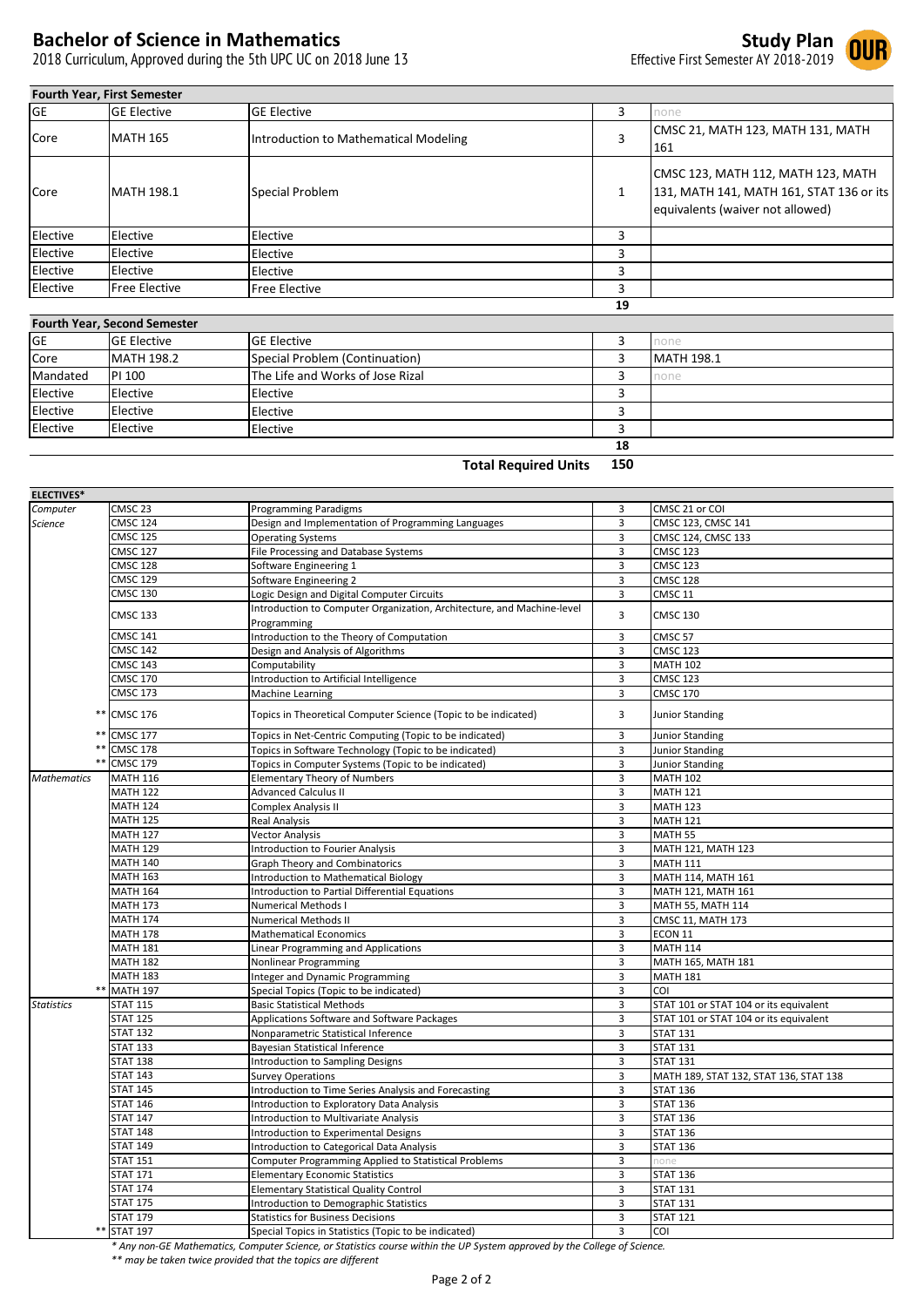# Bachelor of Science in Mathematics

2018 Curriculum, Approved during the 5th UPC UC on 2018 June 13

**Study Plan**

Effective First Semester AY 2018-2019

| Fourth Year, First Semester | | | | |
|---|---|---|---|---|
| GE | GE Elective | GE Elective | 3 | none |
| Core | MATH 165 | Introduction to Mathematical Modeling | 3 | CMSC 21, MATH 123, MATH 131, MATH 161 |
| Core | MATH 198.1 | Special Problem | 1 | CMSC 123, MATH 112, MATH 123, MATH 131, MATH 141, MATH 161, STAT 136 or its equivalents (waiver not allowed) |
| Elective | Elective | Elective | 3 | |
| Elective | Elective | Elective | 3 | |
| Elective | Elective | Elective | 3 | |
| Elective | Free Elective | Free Elective | 3 | |
| | | | **19** | |

| Fourth Year, Second Semester | | | | |
|---|---|---|---|---|
| GE | GE Elective | GE Elective | 3 | none |
| Core | MATH 198.2 | Special Problem (Continuation) | 3 | MATH 198.1 |
| Mandated | PI 100 | The Life and Works of Jose Rizal | 3 | none |
| Elective | Elective | Elective | 3 | |
| Elective | Elective | Elective | 3 | |
| Elective | Elective | Elective | 3 | |
| | | | **18** | |

**Total Required Units 150**

| ELECTIVES* | | | | |
|---|---|---|---|---|
| *Computer Science* | CMSC 23 | Programming Paradigms | 3 | CMSC 21 or COI |
| | CMSC 124 | Design and Implementation of Programming Languages | 3 | CMSC 123, CMSC 141 |
| | CMSC 125 | Operating Systems | 3 | CMSC 124, CMSC 133 |
| | CMSC 127 | File Processing and Database Systems | 3 | CMSC 123 |
| | CMSC 128 | Software Engineering 1 | 3 | CMSC 123 |
| | CMSC 129 | Software Engineering 2 | 3 | CMSC 128 |
| | CMSC 130 | Logic Design and Digital Computer Circuits | 3 | CMSC 11 |
| | CMSC 133 | Introduction to Computer Organization, Architecture, and Machine-level Programming | 3 | CMSC 130 |
| | CMSC 141 | Introduction to the Theory of Computation | 3 | CMSC 57 |
| | CMSC 142 | Design and Analysis of Algorithms | 3 | CMSC 123 |
| | CMSC 143 | Computability | 3 | MATH 102 |
| | CMSC 170 | Introduction to Artificial Intelligence | 3 | CMSC 123 |
| | CMSC 173 | Machine Learning | 3 | CMSC 170 |
| | ** CMSC 176 | Topics in Theoretical Computer Science (Topic to be indicated) | 3 | Junior Standing |
| | ** CMSC 177 | Topics in Net-Centric Computing (Topic to be indicated) | 3 | Junior Standing |
| | ** CMSC 178 | Topics in Software Technology (Topic to be indicated) | 3 | Junior Standing |
| | ** CMSC 179 | Topics in Computer Systems (Topic to be indicated) | 3 | Junior Standing |
| *Mathematics* | MATH 116 | Elementary Theory of Numbers | 3 | MATH 102 |
| | MATH 122 | Advanced Calculus II | 3 | MATH 121 |
| | MATH 124 | Complex Analysis II | 3 | MATH 123 |
| | MATH 125 | Real Analysis | 3 | MATH 121 |
| | MATH 127 | Vector Analysis | 3 | MATH 55 |
| | MATH 129 | Introduction to Fourier Analysis | 3 | MATH 121, MATH 123 |
| | MATH 140 | Graph Theory and Combinatorics | 3 | MATH 111 |
| | MATH 163 | Introduction to Mathematical Biology | 3 | MATH 114, MATH 161 |
| | MATH 164 | Introduction to Partial Differential Equations | 3 | MATH 121, MATH 161 |
| | MATH 173 | Numerical Methods I | 3 | MATH 55, MATH 114 |
| | MATH 174 | Numerical Methods II | 3 | CMSC 11, MATH 173 |
| | MATH 178 | Mathematical Economics | 3 | ECON 11 |
| | MATH 181 | Linear Programming and Applications | 3 | MATH 114 |
| | MATH 182 | Nonlinear Programming | 3 | MATH 165, MATH 181 |
| | MATH 183 | Integer and Dynamic Programming | 3 | MATH 181 |
| | ** MATH 197 | Special Topics (Topic to be indicated) | 3 | COI |
| *Statistics* | STAT 115 | Basic Statistical Methods | 3 | STAT 101 or STAT 104 or its equivalent |
| | STAT 125 | Applications Software and Software Packages | 3 | STAT 101 or STAT 104 or its equivalent |
| | STAT 132 | Nonparametric Statistical Inference | 3 | STAT 131 |
| | STAT 133 | Bayesian Statistical Inference | 3 | STAT 131 |
| | STAT 138 | Introduction to Sampling Designs | 3 | STAT 131 |
| | STAT 143 | Survey Operations | 3 | MATH 189, STAT 132, STAT 136, STAT 138 |
| | STAT 145 | Introduction to Time Series Analysis and Forecasting | 3 | STAT 136 |
| | STAT 146 | Introduction to Exploratory Data Analysis | 3 | STAT 136 |
| | STAT 147 | Introduction to Multivariate Analysis | 3 | STAT 136 |
| | STAT 148 | Introduction to Experimental Designs | 3 | STAT 136 |
| | STAT 149 | Introduction to Categorical Data Analysis | 3 | STAT 136 |
| | STAT 151 | Computer Programming Applied to Statistical Problems | 3 | none |
| | STAT 171 | Elementary Economic Statistics | 3 | STAT 136 |
| | STAT 174 | Elementary Statistical Quality Control | 3 | STAT 131 |
| | STAT 175 | Introduction to Demographic Statistics | 3 | STAT 131 |
| | STAT 179 | Statistics for Business Decisions | 3 | STAT 121 |
| | ** STAT 197 | Special Topics in Statistics (Topic to be indicated) | 3 | COI |

*\* Any non-GE Mathematics, Computer Science, or Statistics course within the UP System approved by the College of Science.*

*\*\* may be taken twice provided that the topics are different*